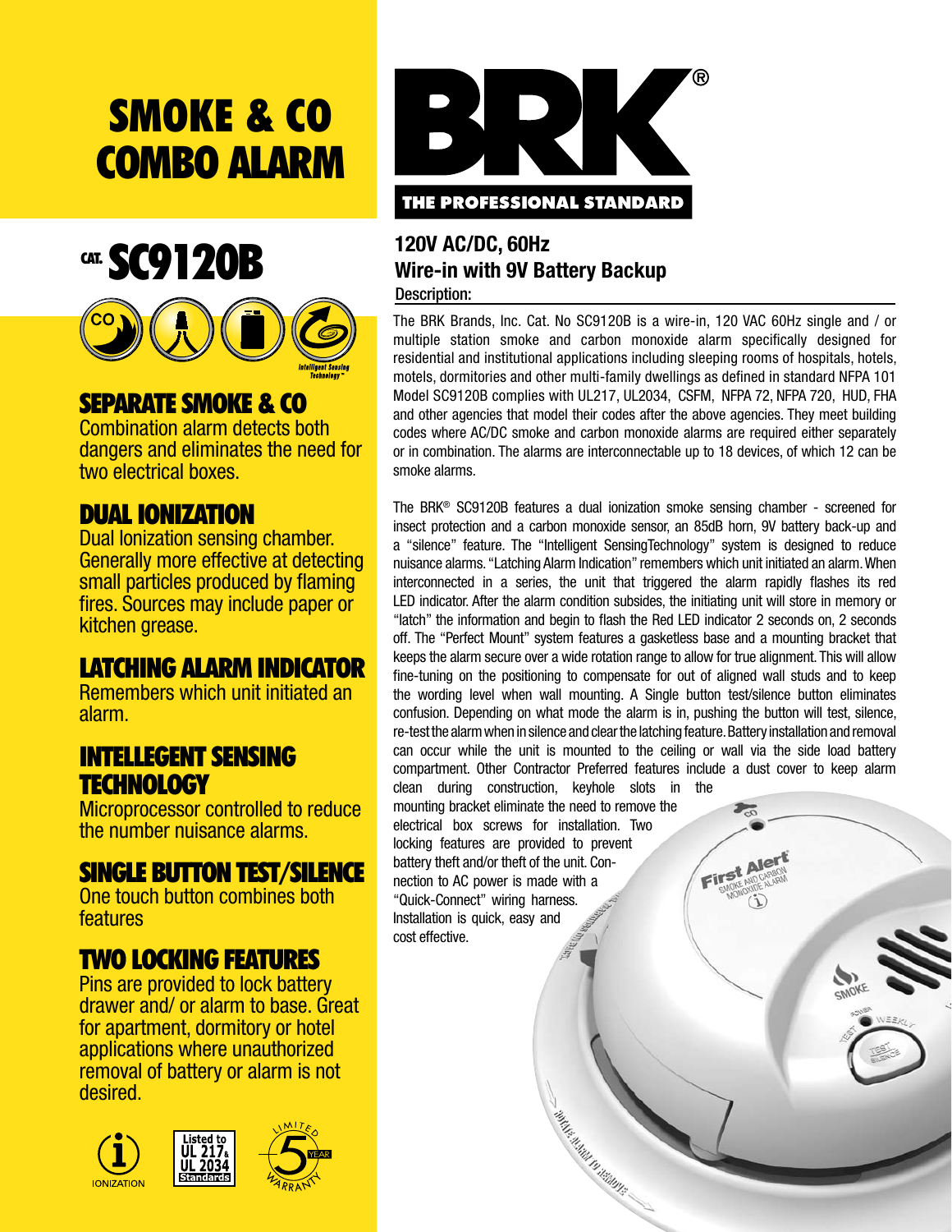# SMOKE & CO COMBO ALARM

## CAT. SC9120B

Intelligent Sensing Technology™

### SEPARATE SMOKE & CO

Combination alarm detects both dangers and eliminates the need for two electrical boxes.

### DUAL IONIZATION

Dual Ionization sensing chamber. Generally more effective at detecting small particles produced by flaming fires. Sources may include paper or kitchen grease.

### LATCHING ALARM INDICATOR

Remembers which unit initiated an alarm.

### INTELLEGENT SENSING TECHNOLOGY

Microprocessor controlled to reduce the number nuisance alarms.

### SINGLE BUTTON TEST/SILENCE

One touch button combines both features

### TWO LOCKING FEATURES

Pins are provided to lock battery drawer and/ or alarm to base. Great for apartment, dormitory or hotel applications where unauthorized removal of battery or alarm is not desired.

IONIZATION

Listed to UL 217 & UL 2034 Standards

LIMITED 5 YEAR WARRANTY

BRK®

THE PROFESSIONAL STANDARD

## 120V AC/DC, 60Hz
## Wire-in with 9V Battery Backup

**Description:**

The BRK Brands, Inc. Cat. No SC9120B is a wire-in, 120 VAC 60Hz single and / or multiple station smoke and carbon monoxide alarm specifically designed for residential and institutional applications including sleeping rooms of hospitals, hotels, motels, dormitories and other multi-family dwellings as defined in standard NFPA 101 Model SC9120B complies with UL217, UL2034, CSFM, NFPA 72, NFPA 720, HUD, FHA and other agencies that model their codes after the above agencies. They meet building codes where AC/DC smoke and carbon monoxide alarms are required either separately or in combination. The alarms are interconnectable up to 18 devices, of which 12 can be smoke alarms.

The BRK® SC9120B features a dual ionization smoke sensing chamber - screened for insect protection and a carbon monoxide sensor, an 85dB horn, 9V battery back-up and a "silence" feature. The "Intelligent SensingTechnology" system is designed to reduce nuisance alarms. "Latching Alarm Indication" remembers which unit initiated an alarm. When interconnected in a series, the unit that triggered the alarm rapidly flashes its red LED indicator. After the alarm condition subsides, the initiating unit will store in memory or "latch" the information and begin to flash the Red LED indicator 2 seconds on, 2 seconds off. The "Perfect Mount" system features a gasketless base and a mounting bracket that keeps the alarm secure over a wide rotation range to allow for true alignment. This will allow fine-tuning on the positioning to compensate for out of aligned wall studs and to keep the wording level when wall mounting. A Single button test/silence button eliminates confusion. Depending on what mode the alarm is in, pushing the button will test, silence, re-test the alarm when in silence and clear the latching feature. Battery installation and removal can occur while the unit is mounted to the ceiling or wall via the side load battery compartment. Other Contractor Preferred features include a dust cover to keep alarm clean during construction, keyhole slots in the mounting bracket eliminate the need to remove the electrical box screws for installation. Two locking features are provided to prevent battery theft and/or theft of the unit. Connection to AC power is made with a "Quick-Connect" wiring harness. Installation is quick, easy and cost effective.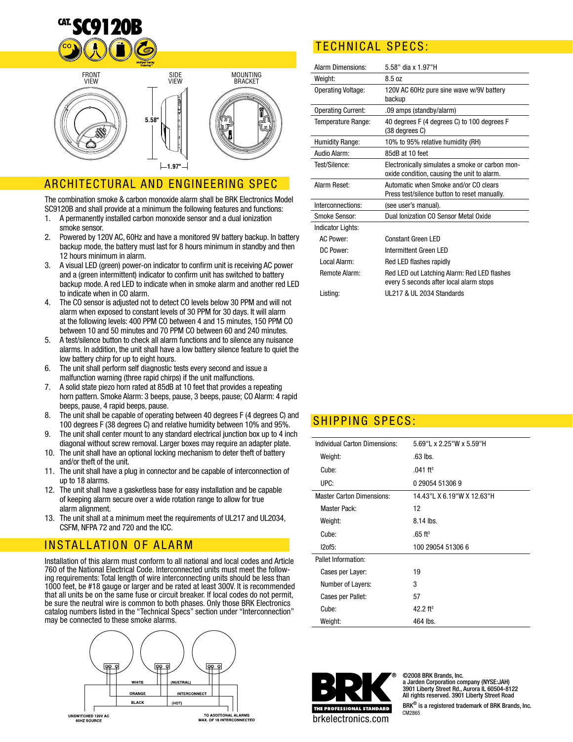# CAT. SC9120B

FRONT VIEW

SIDE VIEW

MOUNTING BRACKET

5.58"

1.97"

## ARCHITECTURAL AND ENGINEERING SPEC

The combination smoke & carbon monoxide alarm shall be BRK Electronics Model SC9120B and shall provide at a minimum the following features and functions:

1. A permanently installed carbon monoxide sensor and a dual ionization smoke sensor.
2. Powered by 120V AC, 60Hz and have a monitored 9V battery backup. In battery backup mode, the battery must last for 8 hours minimum in standby and then 12 hours minimum in alarm.
3. A visual LED (green) power-on indicator to confirm unit is receiving AC power and a (green intermittent) indicator to confirm unit has switched to battery backup mode. A red LED to indicate when in smoke alarm and another red LED to indicate when in CO alarm.
4. The CO sensor is adjusted not to detect CO levels below 30 PPM and will not alarm when exposed to constant levels of 30 PPM for 30 days. It will alarm at the following levels: 400 PPM CO between 4 and 15 minutes, 150 PPM CO between 10 and 50 minutes and 70 PPM CO between 60 and 240 minutes.
5. A test/silence button to check all alarm functions and to silence any nuisance alarms. In addition, the unit shall have a low battery silence feature to quiet the low battery chirp for up to eight hours.
6. The unit shall perform self diagnostic tests every second and issue a malfunction warning (three rapid chirps) if the unit malfunctions.
7. A solid state piezo horn rated at 85dB at 10 feet that provides a repeating horn pattern. Smoke Alarm: 3 beeps, pause, 3 beeps, pause; CO Alarm: 4 rapid beeps, pause, 4 rapid beeps, pause.
8. The unit shall be capable of operating between 40 degrees F (4 degrees C) and 100 degrees F (38 degrees C) and relative humidity between 10% and 95%.
9. The unit shall center mount to any standard electrical junction box up to 4 inch diagonal without screw removal. Larger boxes may require an adapter plate.
10. The unit shall have an optional locking mechanism to deter theft of battery and/or theft of the unit.
11. The unit shall have a plug in connector and be capable of interconnection of up to 18 alarms.
12. The unit shall have a gasketless base for easy installation and be capable of keeping alarm secure over a wide rotation range to allow for true alarm alignment.
13. The unit shall at a minimum meet the requirements of UL217 and UL2034, CSFM, NFPA 72 and 720 and the ICC.

## INSTALLATION OF ALARM

Installation of this alarm must conform to all national and local codes and Article 760 of the National Electrical Code. Interconnected units must meet the following requirements: Total length of wire interconnecting units should be less than 1000 feet, be #18 gauge or larger and be rated at least 300V. It is recommended that all units be on the same fuse or circuit breaker. If local codes do not permit, be sure the neutral wire is common to both phases. Only those BRK Electronics catalog numbers listed in the "Technical Specs" section under "Interconnection" may be connected to these smoke alarms.

WHITE (NUETRAL)

ORANGE INTERCONNECT

BLACK (HOT)

UNSWITCHED 120V AC 60HZ SOURCE

TO ADDITIONAL ALARMS MAX. OF 18 INTERCONNECTED

## TECHNICAL SPECS:

| | |
|---|---|
| Alarm Dimensions: | 5.58" dia x 1.97"H |
| Weight: | 8.5 oz |
| Operating Voltage: | 120V AC 60Hz pure sine wave w/9V battery backup |
| Operating Current: | .09 amps (standby/alarm) |
| Temperature Range: | 40 degrees F (4 degrees C) to 100 degrees F (38 degrees C) |
| Humidity Range: | 10% to 95% relative humidity (RH) |
| Audio Alarm: | 85dB at 10 feet |
| Test/Silence: | Electronically simulates a smoke or carbon monoxide condition, causing the unit to alarm. |
| Alarm Reset: | Automatic when Smoke and/or CO clears Press test/silence button to reset manually. |
| Interconnections: | (see user's manual). |
| Smoke Sensor: | Dual Ionization CO Sensor Metal Oxide |
| Indicator Lights: | |
| AC Power: | Constant Green LED |
| DC Power: | Intermittent Green LED |
| Local Alarm: | Red LED flashes rapidly |
| Remote Alarm: | Red LED out Latching Alarm: Red LED flashes every 5 seconds after local alarm stops |
| Listing: | UL217 & UL 2034 Standards |

## SHIPPING SPECS:

| | |
|---|---|
| Individual Carton Dimensions: | 5.69"L x 2.25"W x 5.59"H |
| Weight: | .63 lbs. |
| Cube: | .041 $ft^3$ |
| UPC: | 0 29054 51306 9 |
| Master Carton Dimensions: | 14.43"L X 6.19"W X 12.63"H |
| Master Pack: | 12 |
| Weight: | 8.14 lbs. |
| Cube: | .65 $ft^3$ |
| I2of5: | 100 29054 51306 6 |
| Pallet Information: | |
| Cases per Layer: | 19 |
| Number of Layers: | 3 |
| Cases per Pallet: | 57 |
| Cube: | 42.2 $ft^3$ |
| Weight: | 464 lbs. |

BRK® THE PROFESSIONAL STANDARD

brkelectronics.com

©2008 BRK Brands, Inc.
a Jarden Corporation company (NYSE:JAH)
3901 Liberty Street Rd., Aurora IL 60504-8122
All rights reserved. 3901 Liberty Street Road

BRK® is a registered trademark of BRK Brands, Inc.

CM2865